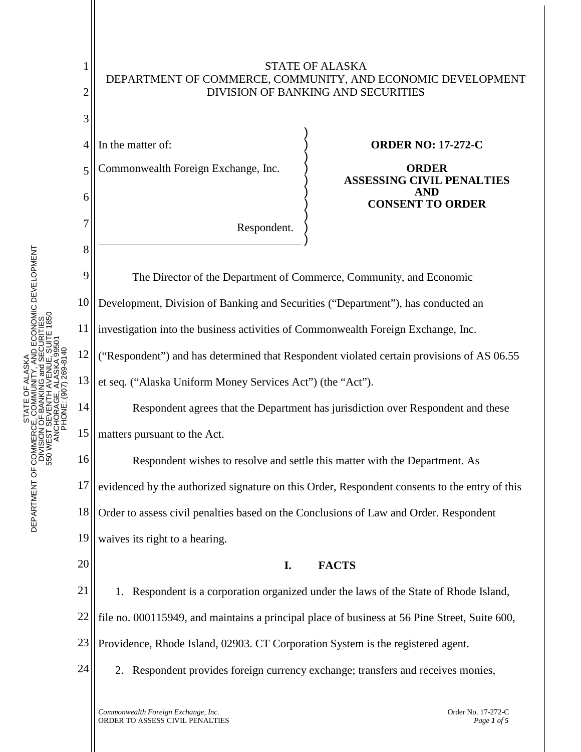STATE OF ALASKA
DEPARTMENT OF COMMERCE, COMMUNITY, AND ECONOMIC DEVELOPMENT
DIVISION OF BANKING AND SECURITIES

In the matter of:

Commonwealth Foreign Exchange, Inc.

Respondent.

**ORDER NO: 17-272-C**

**ORDER ASSESSING CIVIL PENALTIES AND CONSENT TO ORDER**

The Director of the Department of Commerce, Community, and Economic Development, Division of Banking and Securities ("Department"), has conducted an investigation into the business activities of Commonwealth Foreign Exchange, Inc. ("Respondent") and has determined that Respondent violated certain provisions of AS 06.55 et seq. ("Alaska Uniform Money Services Act") (the "Act").

Respondent agrees that the Department has jurisdiction over Respondent and these matters pursuant to the Act.

Respondent wishes to resolve and settle this matter with the Department. As evidenced by the authorized signature on this Order, Respondent consents to the entry of this Order to assess civil penalties based on the Conclusions of Law and Order. Respondent waives its right to a hearing.

## I. FACTS

1. Respondent is a corporation organized under the laws of the State of Rhode Island, file no. 000115949, and maintains a principal place of business at 56 Pine Street, Suite 600, Providence, Rhode Island, 02903. CT Corporation System is the registered agent.

2. Respondent provides foreign currency exchange; transfers and receives monies,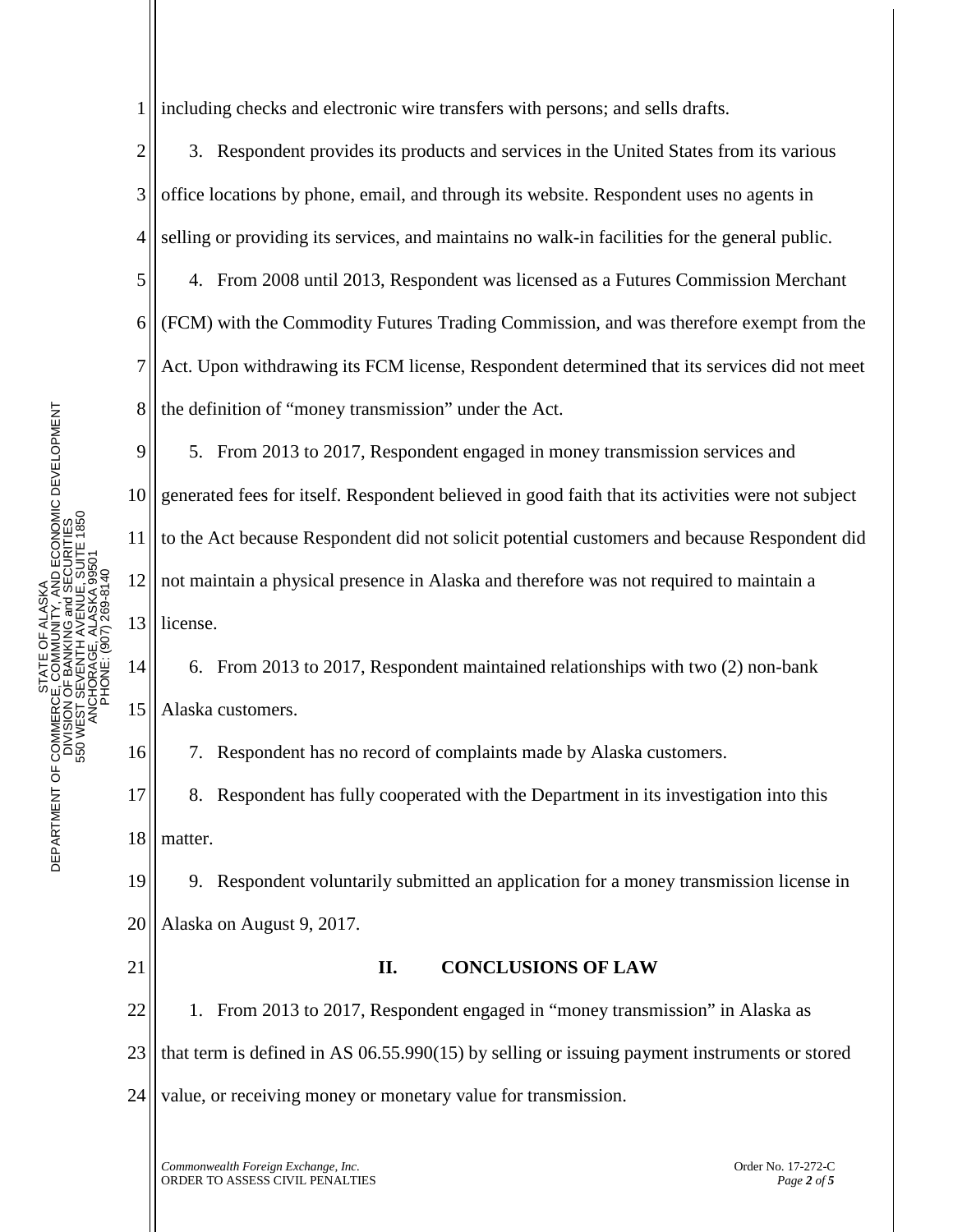including checks and electronic wire transfers with persons; and sells drafts.

3. Respondent provides its products and services in the United States from its various office locations by phone, email, and through its website. Respondent uses no agents in selling or providing its services, and maintains no walk-in facilities for the general public.

4. From 2008 until 2013, Respondent was licensed as a Futures Commission Merchant (FCM) with the Commodity Futures Trading Commission, and was therefore exempt from the Act. Upon withdrawing its FCM license, Respondent determined that its services did not meet the definition of "money transmission" under the Act.

5. From 2013 to 2017, Respondent engaged in money transmission services and generated fees for itself. Respondent believed in good faith that its activities were not subject to the Act because Respondent did not solicit potential customers and because Respondent did not maintain a physical presence in Alaska and therefore was not required to maintain a license.

6. From 2013 to 2017, Respondent maintained relationships with two (2) non-bank Alaska customers.

7. Respondent has no record of complaints made by Alaska customers.

8. Respondent has fully cooperated with the Department in its investigation into this matter.

9. Respondent voluntarily submitted an application for a money transmission license in Alaska on August 9, 2017.

## II. CONCLUSIONS OF LAW

1. From 2013 to 2017, Respondent engaged in "money transmission" in Alaska as that term is defined in AS 06.55.990(15) by selling or issuing payment instruments or stored value, or receiving money or monetary value for transmission.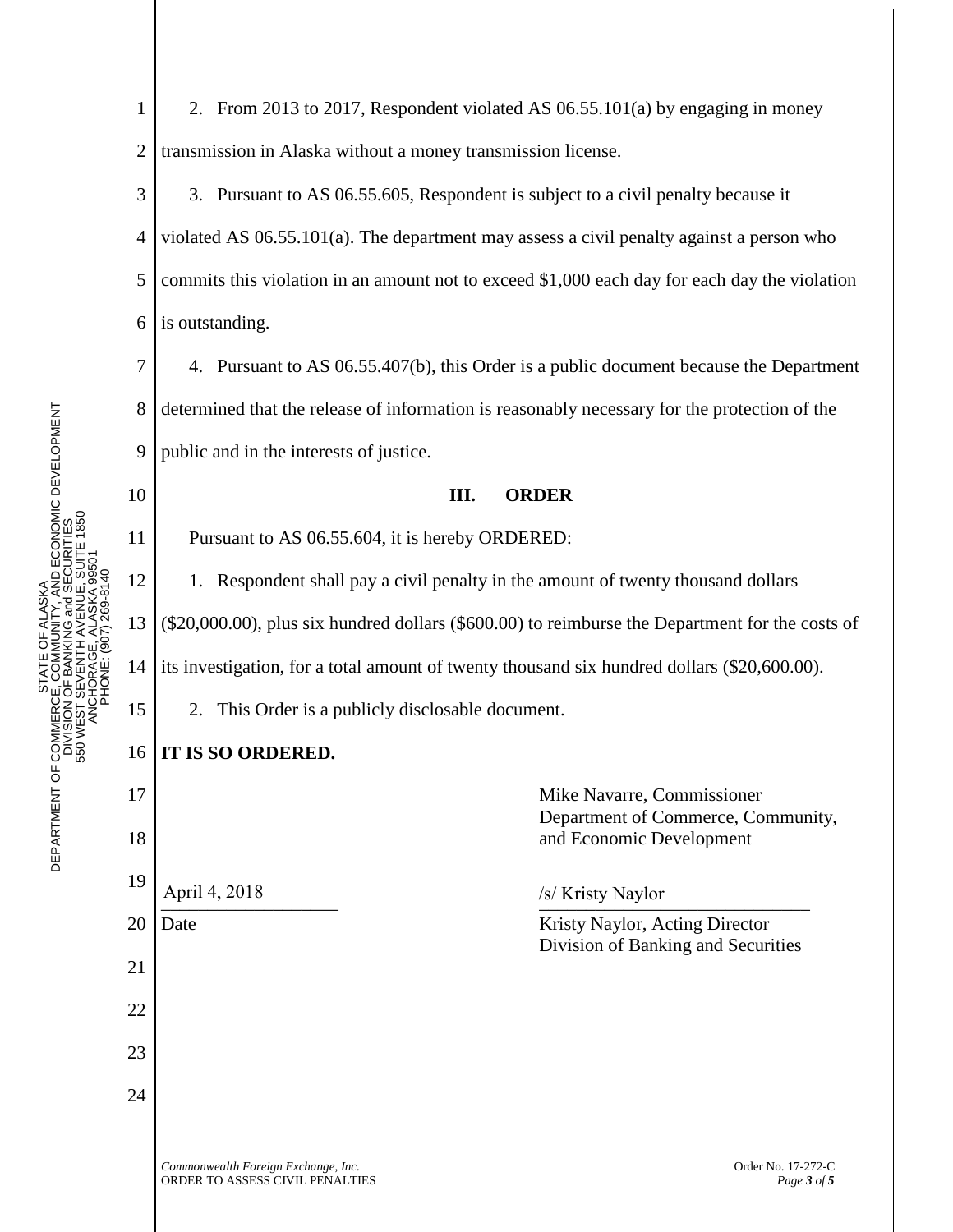2. From 2013 to 2017, Respondent violated AS 06.55.101(a) by engaging in money transmission in Alaska without a money transmission license.

3. Pursuant to AS 06.55.605, Respondent is subject to a civil penalty because it violated AS 06.55.101(a). The department may assess a civil penalty against a person who commits this violation in an amount not to exceed $1,000 each day for each day the violation is outstanding.

4. Pursuant to AS 06.55.407(b), this Order is a public document because the Department determined that the release of information is reasonably necessary for the protection of the public and in the interests of justice.

## III. ORDER

Pursuant to AS 06.55.604, it is hereby ORDERED:

1. Respondent shall pay a civil penalty in the amount of twenty thousand dollars ($20,000.00), plus six hundred dollars ($600.00) to reimburse the Department for the costs of its investigation, for a total amount of twenty thousand six hundred dollars ($20,600.00).

2. This Order is a publicly disclosable document.

**IT IS SO ORDERED.**

Mike Navarre, Commissioner
Department of Commerce, Community, and Economic Development

April 4, 2018
Date

/s/ Kristy Naylor
Kristy Naylor, Acting Director
Division of Banking and Securities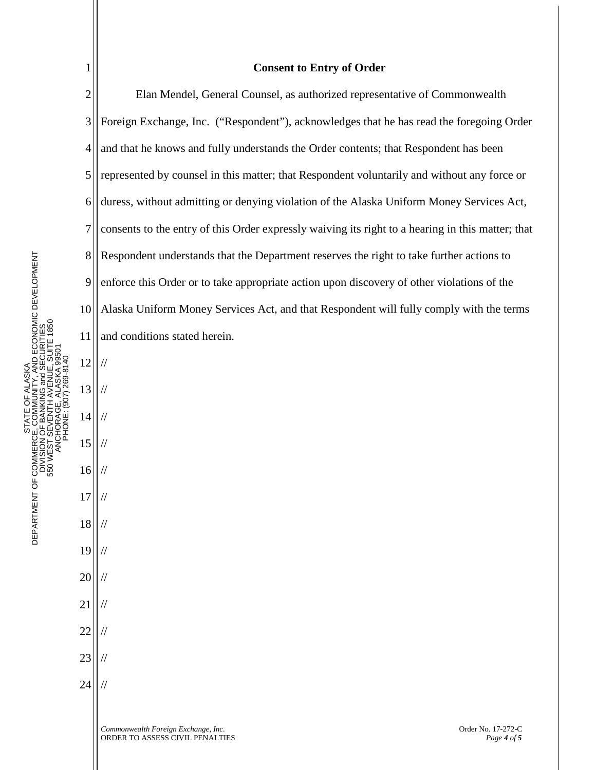**Consent to Entry of Order**

Elan Mendel, General Counsel, as authorized representative of Commonwealth Foreign Exchange, Inc. ("Respondent"), acknowledges that he has read the foregoing Order and that he knows and fully understands the Order contents; that Respondent has been represented by counsel in this matter; that Respondent voluntarily and without any force or duress, without admitting or denying violation of the Alaska Uniform Money Services Act, consents to the entry of this Order expressly waiving its right to a hearing in this matter; that Respondent understands that the Department reserves the right to take further actions to enforce this Order or to take appropriate action upon discovery of other violations of the Alaska Uniform Money Services Act, and that Respondent will fully comply with the terms and conditions stated herein.

//

//

//

//

//

//

//

//

//

//

//

//

//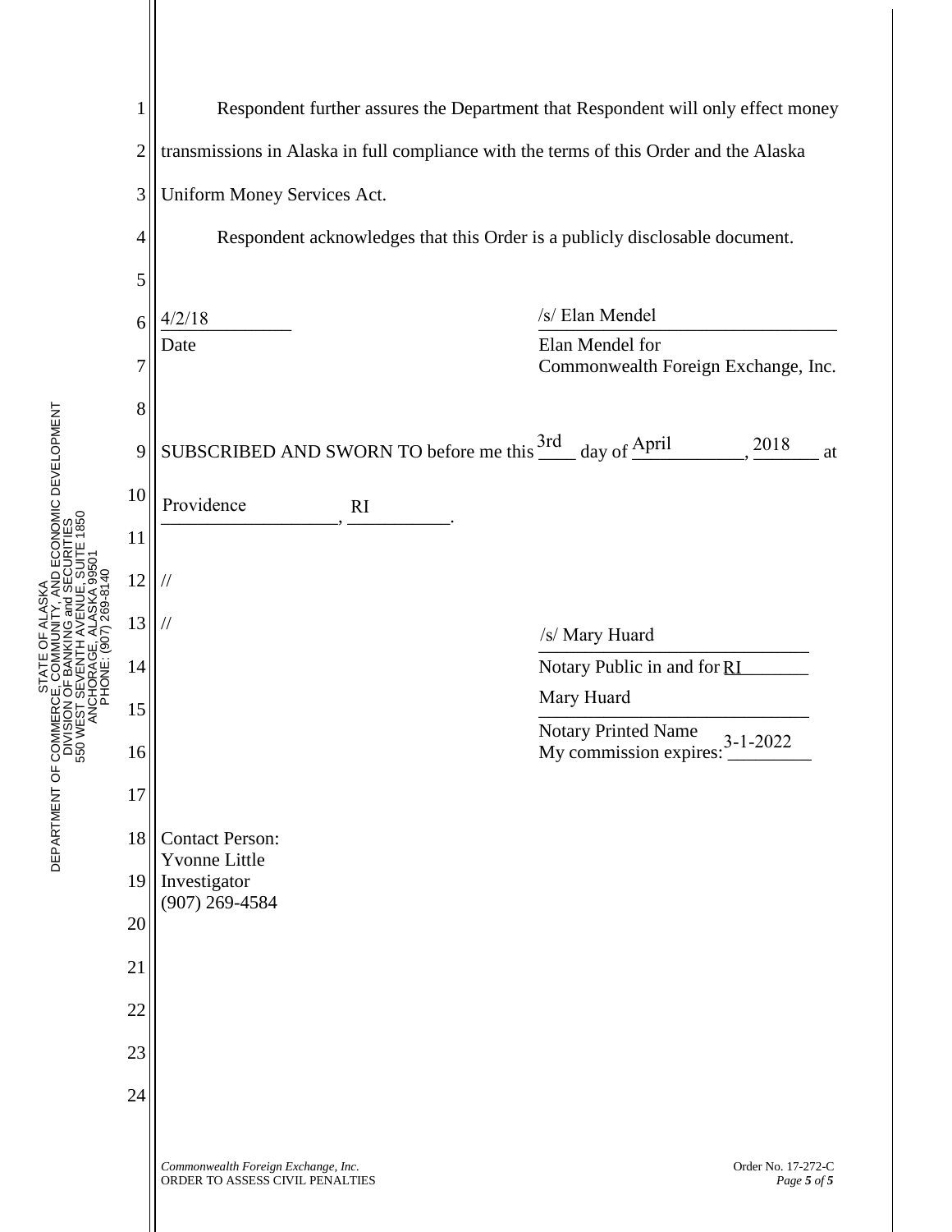Respondent further assures the Department that Respondent will only effect money transmissions in Alaska in full compliance with the terms of this Order and the Alaska Uniform Money Services Act.

Respondent acknowledges that this Order is a publicly disclosable document.

4/2/18
Date

/s/ Elan Mendel
Elan Mendel for
Commonwealth Foreign Exchange, Inc.

SUBSCRIBED AND SWORN TO before me this 3rd day of April, 2018 at Providence, RI.

//

//

/s/ Mary Huard
Notary Public in and for RI
Mary Huard
Notary Printed Name
My commission expires: 3-1-2022

Contact Person:
Yvonne Little
Investigator
(907) 269-4584